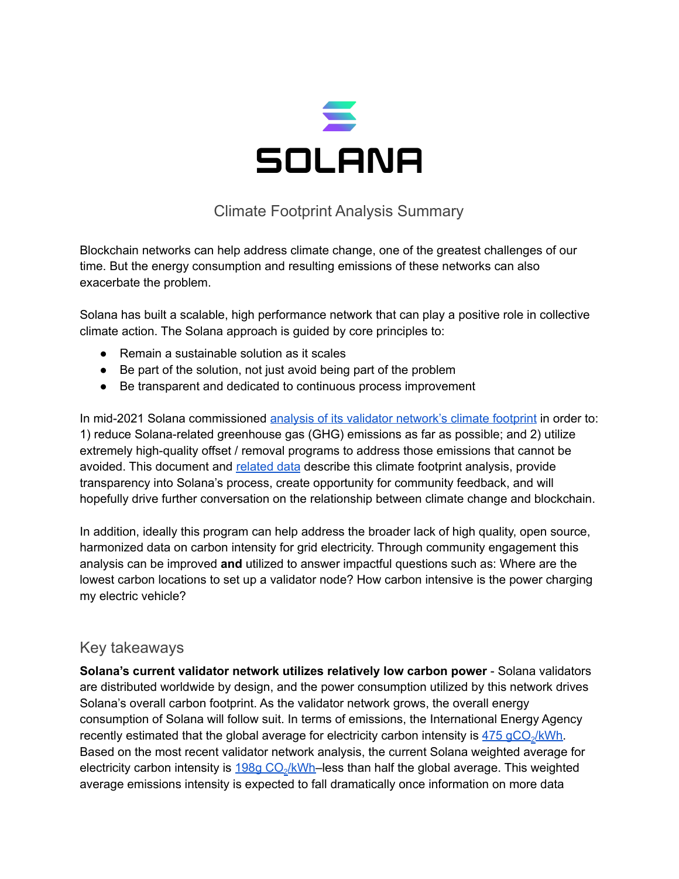# SOLANA

Climate Footprint Analysis Summary

Blockchain networks can help address climate change, one of the greatest challenges of our time. But the energy consumption and resulting emissions of these networks can also exacerbate the problem.

Solana has built a scalable, high performance network that can play a positive role in collective climate action. The Solana approach is guided by core principles to:

- Remain a sustainable solution as it scales
- Be part of the solution, not just avoid being part of the problem
- Be transparent and dedicated to continuous process improvement

In mid-2021 Solana commissioned analysis of its validator network's climate footprint in order to: 1) reduce Solana-related greenhouse gas (GHG) emissions as far as possible; and 2) utilize extremely high-quality offset / removal programs to address those emissions that cannot be avoided. This document and related data describe this climate footprint analysis, provide transparency into Solana's process, create opportunity for community feedback, and will hopefully drive further conversation on the relationship between climate change and blockchain.

In addition, ideally this program can help address the broader lack of high quality, open source, harmonized data on carbon intensity for grid electricity. Through community engagement this analysis can be improved **and** utilized to answer impactful questions such as: Where are the lowest carbon locations to set up a validator node? How carbon intensive is the power charging my electric vehicle?

## Key takeaways

**Solana's current validator network utilizes relatively low carbon power** - Solana validators are distributed worldwide by design, and the power consumption utilized by this network drives Solana's overall carbon footprint. As the validator network grows, the overall energy consumption of Solana will follow suit. In terms of emissions, the International Energy Agency recently estimated that the global average for electricity carbon intensity is 475 g$CO_2$/kWh. Based on the most recent validator network analysis, the current Solana weighted average for electricity carbon intensity is 198g $CO_2$/kWh–less than half the global average. This weighted average emissions intensity is expected to fall dramatically once information on more data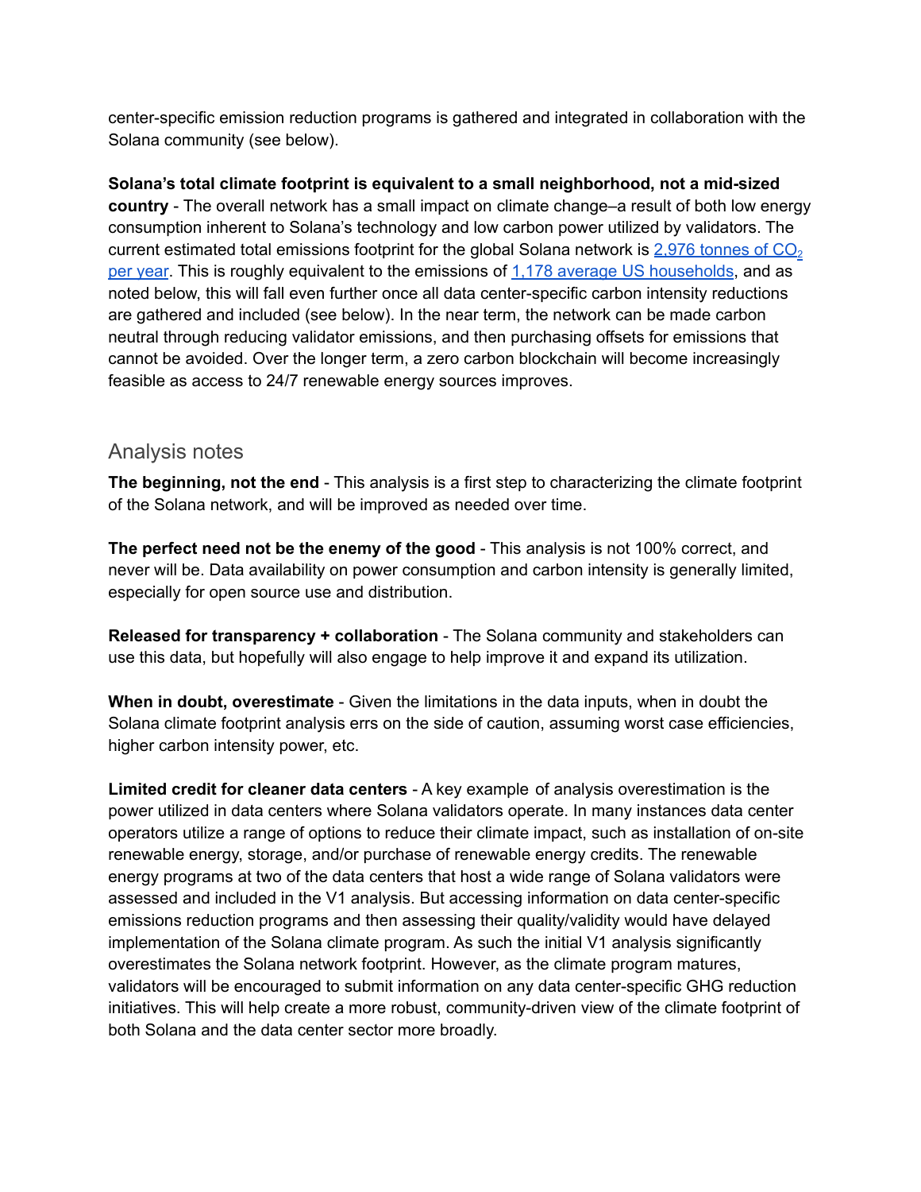center-specific emission reduction programs is gathered and integrated in collaboration with the Solana community (see below).

**Solana's total climate footprint is equivalent to a small neighborhood, not a mid-sized country** - The overall network has a small impact on climate change–a result of both low energy consumption inherent to Solana's technology and low carbon power utilized by validators. The current estimated total emissions footprint for the global Solana network is 2,976 tonnes of $CO_2$ per year. This is roughly equivalent to the emissions of 1,178 average US households, and as noted below, this will fall even further once all data center-specific carbon intensity reductions are gathered and included (see below). In the near term, the network can be made carbon neutral through reducing validator emissions, and then purchasing offsets for emissions that cannot be avoided. Over the longer term, a zero carbon blockchain will become increasingly feasible as access to 24/7 renewable energy sources improves.

## Analysis notes

**The beginning, not the end** - This analysis is a first step to characterizing the climate footprint of the Solana network, and will be improved as needed over time.

**The perfect need not be the enemy of the good** - This analysis is not 100% correct, and never will be. Data availability on power consumption and carbon intensity is generally limited, especially for open source use and distribution.

**Released for transparency + collaboration** - The Solana community and stakeholders can use this data, but hopefully will also engage to help improve it and expand its utilization.

**When in doubt, overestimate** - Given the limitations in the data inputs, when in doubt the Solana climate footprint analysis errs on the side of caution, assuming worst case efficiencies, higher carbon intensity power, etc.

**Limited credit for cleaner data centers** - A key example of analysis overestimation is the power utilized in data centers where Solana validators operate. In many instances data center operators utilize a range of options to reduce their climate impact, such as installation of on-site renewable energy, storage, and/or purchase of renewable energy credits. The renewable energy programs at two of the data centers that host a wide range of Solana validators were assessed and included in the V1 analysis. But accessing information on data center-specific emissions reduction programs and then assessing their quality/validity would have delayed implementation of the Solana climate program. As such the initial V1 analysis significantly overestimates the Solana network footprint. However, as the climate program matures, validators will be encouraged to submit information on any data center-specific GHG reduction initiatives. This will help create a more robust, community-driven view of the climate footprint of both Solana and the data center sector more broadly.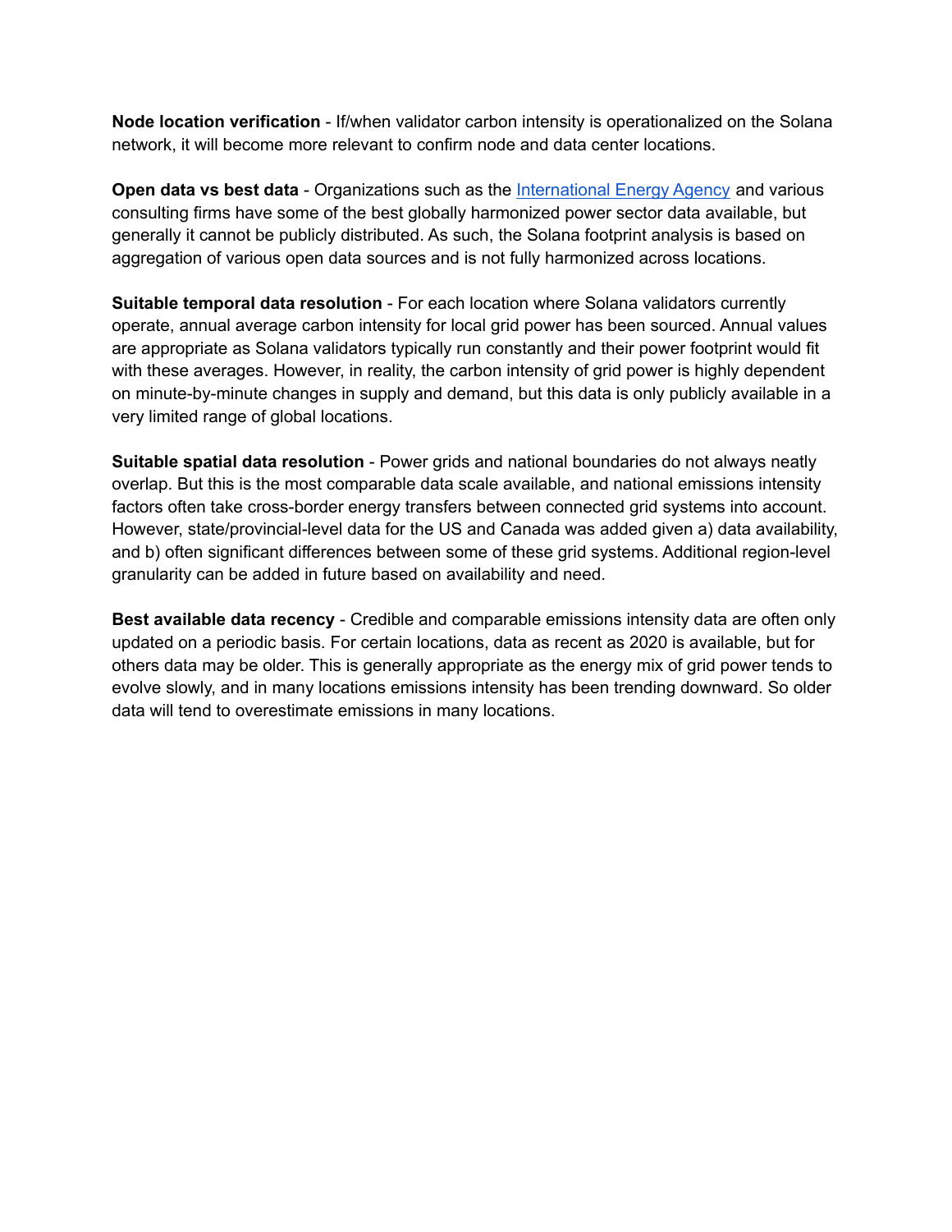**Node location verification** - If/when validator carbon intensity is operationalized on the Solana network, it will become more relevant to confirm node and data center locations.

**Open data vs best data** - Organizations such as the International Energy Agency and various consulting firms have some of the best globally harmonized power sector data available, but generally it cannot be publicly distributed. As such, the Solana footprint analysis is based on aggregation of various open data sources and is not fully harmonized across locations.

**Suitable temporal data resolution** - For each location where Solana validators currently operate, annual average carbon intensity for local grid power has been sourced. Annual values are appropriate as Solana validators typically run constantly and their power footprint would fit with these averages. However, in reality, the carbon intensity of grid power is highly dependent on minute-by-minute changes in supply and demand, but this data is only publicly available in a very limited range of global locations.

**Suitable spatial data resolution** - Power grids and national boundaries do not always neatly overlap. But this is the most comparable data scale available, and national emissions intensity factors often take cross-border energy transfers between connected grid systems into account. However, state/provincial-level data for the US and Canada was added given a) data availability, and b) often significant differences between some of these grid systems. Additional region-level granularity can be added in future based on availability and need.

**Best available data recency** - Credible and comparable emissions intensity data are often only updated on a periodic basis. For certain locations, data as recent as 2020 is available, but for others data may be older. This is generally appropriate as the energy mix of grid power tends to evolve slowly, and in many locations emissions intensity has been trending downward. So older data will tend to overestimate emissions in many locations.